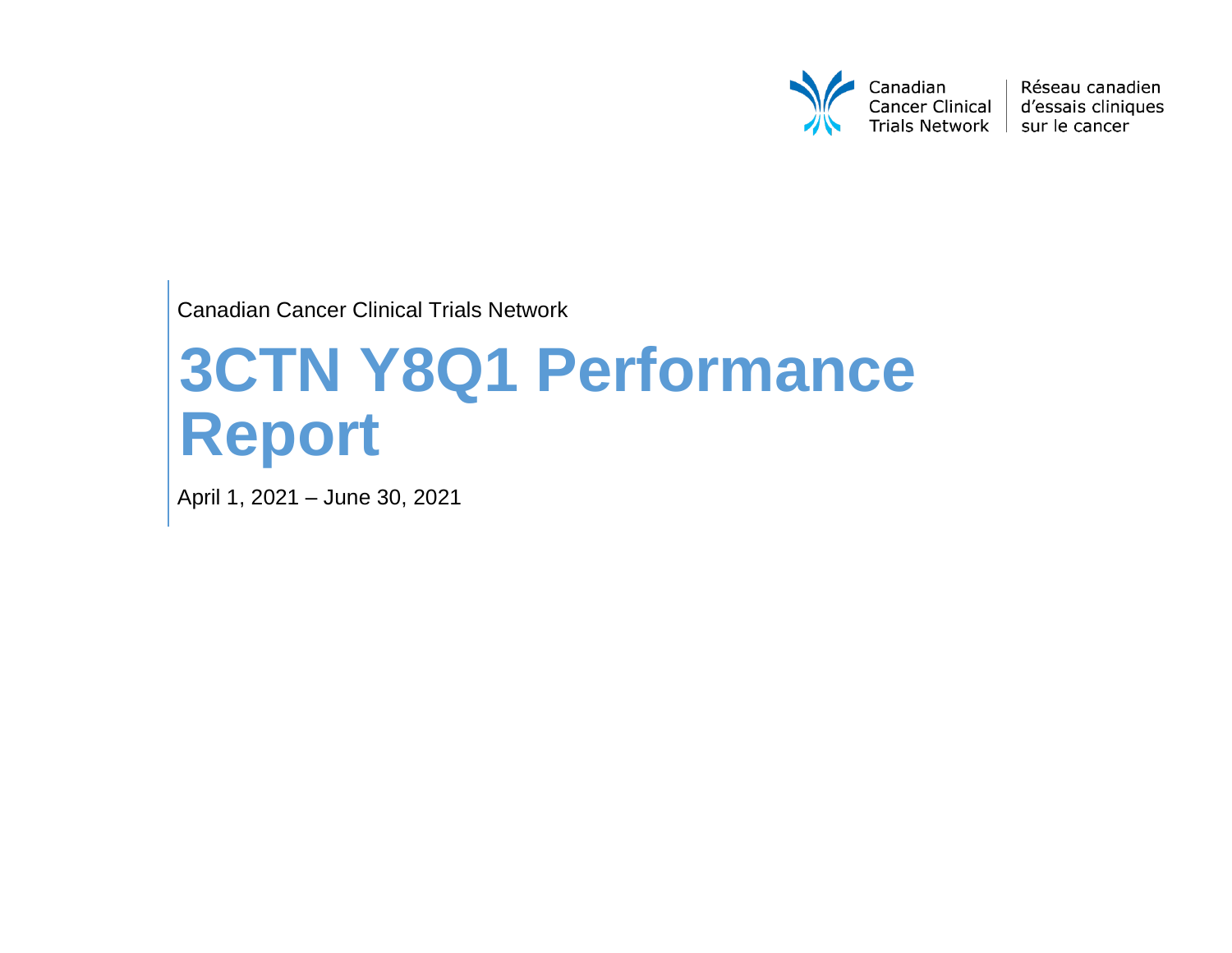Canadian Cancer Clinical Trials Network

Réseau canadien d'essais cliniques sur le cancer

Canadian Cancer Clinical Trials Network

# 3CTN Y8Q1 Performance Report

April 1, 2021 – June 30, 2021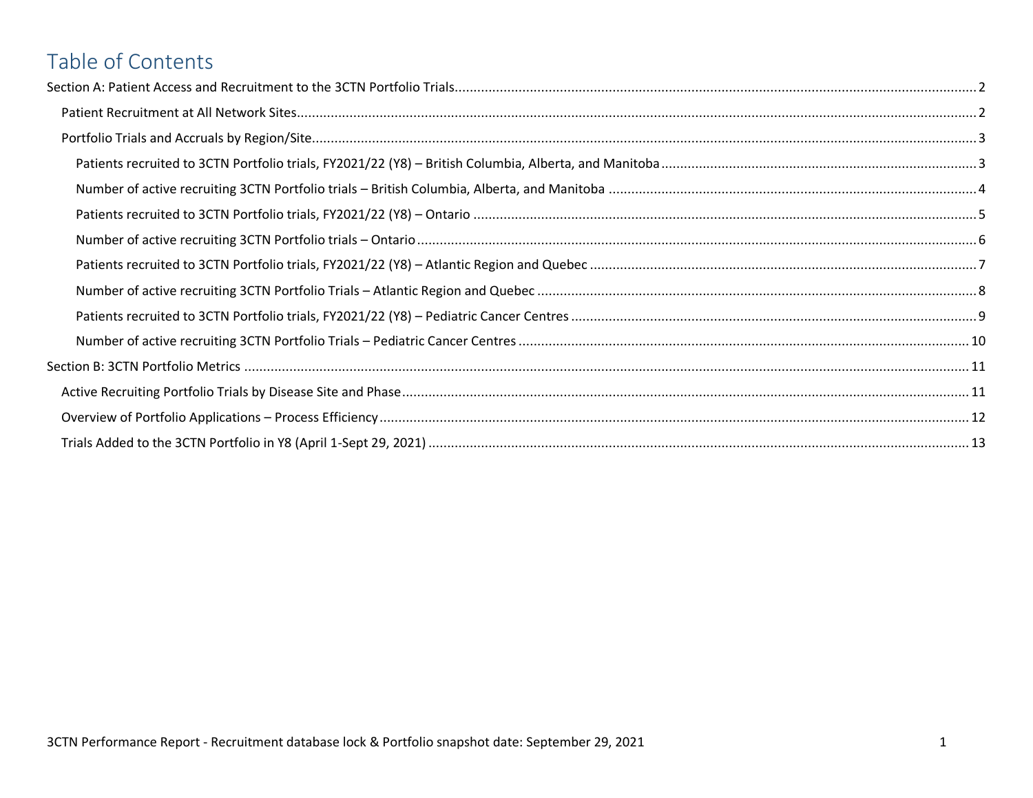# Table of Contents

Section A: Patient Access and Recruitment to the 3CTN Portfolio Trials ... 2

- Patient Recruitment at All Network Sites ... 2
- Portfolio Trials and Accruals by Region/Site ... 3
  - Patients recruited to 3CTN Portfolio trials, FY2021/22 (Y8) – British Columbia, Alberta, and Manitoba ... 3
  - Number of active recruiting 3CTN Portfolio trials – British Columbia, Alberta, and Manitoba ... 4
  - Patients recruited to 3CTN Portfolio trials, FY2021/22 (Y8) – Ontario ... 5
  - Number of active recruiting 3CTN Portfolio trials – Ontario ... 6
  - Patients recruited to 3CTN Portfolio trials, FY2021/22 (Y8) – Atlantic Region and Quebec ... 7
  - Number of active recruiting 3CTN Portfolio Trials – Atlantic Region and Quebec ... 8
  - Patients recruited to 3CTN Portfolio trials, FY2021/22 (Y8) – Pediatric Cancer Centres ... 9
  - Number of active recruiting 3CTN Portfolio Trials – Pediatric Cancer Centres ... 10

Section B: 3CTN Portfolio Metrics ... 11

- Active Recruiting Portfolio Trials by Disease Site and Phase ... 11
- Overview of Portfolio Applications – Process Efficiency ... 12
- Trials Added to the 3CTN Portfolio in Y8 (April 1-Sept 29, 2021) ... 13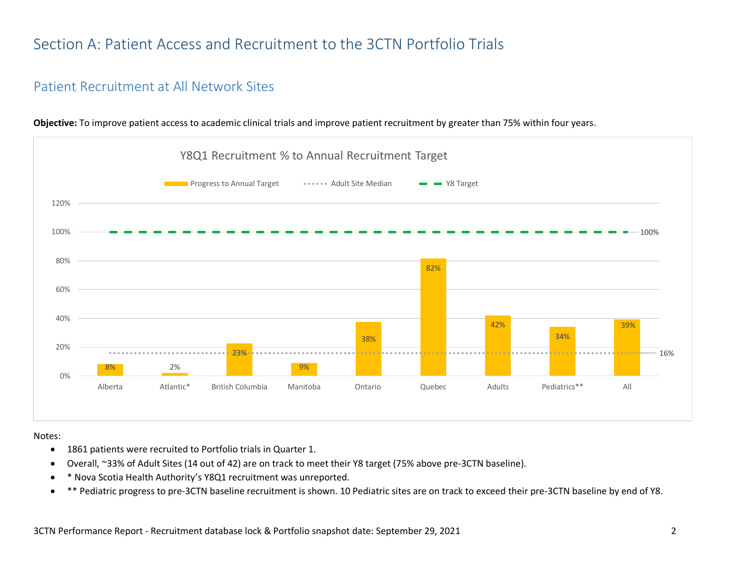# Section A: Patient Access and Recruitment to the 3CTN Portfolio Trials

## Patient Recruitment at All Network Sites

**Objective:** To improve patient access to academic clinical trials and improve patient recruitment by greater than 75% within four years.

**Y8Q1 Recruitment % to Annual Recruitment Target**

| | Progress to Annual Target |
|---|---|
| Alberta | 8% |
| Atlantic* | 2% |
| British Columbia | 23% |
| Manitoba | 9% |
| Ontario | 38% |
| Quebec | 82% |
| Adults | 42% |
| Pediatrics** | 34% |
| All | 39% |

Adult Site Median: 16%; Y8 Target: 100%

Notes:

- 1861 patients were recruited to Portfolio trials in Quarter 1.
- Overall, ~33% of Adult Sites (14 out of 42) are on track to meet their Y8 target (75% above pre-3CTN baseline).
- * Nova Scotia Health Authority's Y8Q1 recruitment was unreported.
- ** Pediatric progress to pre-3CTN baseline recruitment is shown. 10 Pediatric sites are on track to exceed their pre-3CTN baseline by end of Y8.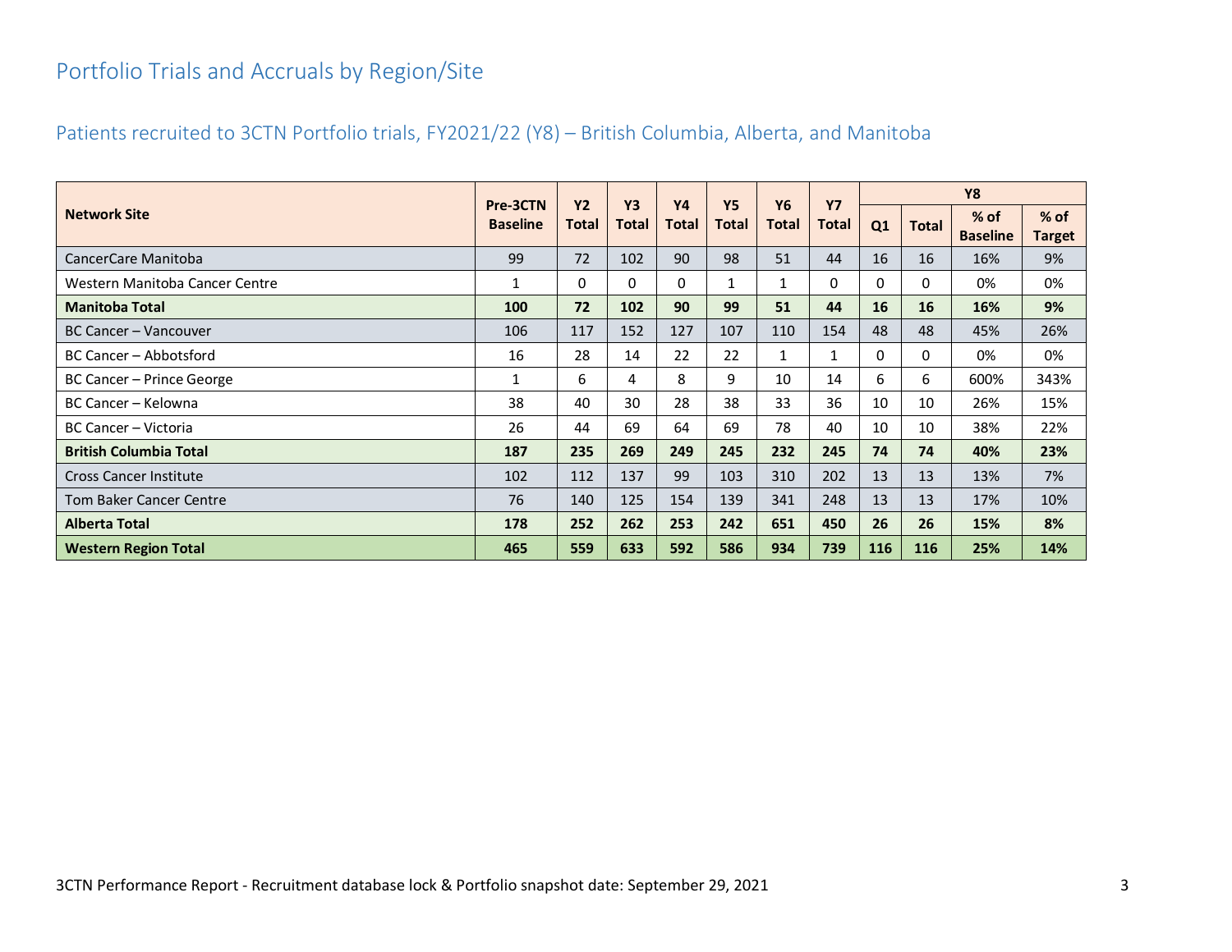## Portfolio Trials and Accruals by Region/Site

### Patients recruited to 3CTN Portfolio trials, FY2021/22 (Y8) – British Columbia, Alberta, and Manitoba

| Network Site | Pre-3CTN Baseline | Y2 Total | Y3 Total | Y4 Total | Y5 Total | Y6 Total | Y7 Total | Y8 | | | |
|---|---|---|---|---|---|---|---|---|---|---|---|
| | | | | | | | | Q1 | Total | % of Baseline | % of Target |
| CancerCare Manitoba | 99 | 72 | 102 | 90 | 98 | 51 | 44 | 16 | 16 | 16% | 9% |
| Western Manitoba Cancer Centre | 1 | 0 | 0 | 0 | 1 | 1 | 0 | 0 | 0 | 0% | 0% |
| **Manitoba Total** | **100** | **72** | **102** | **90** | **99** | **51** | **44** | **16** | **16** | **16%** | **9%** |
| BC Cancer – Vancouver | 106 | 117 | 152 | 127 | 107 | 110 | 154 | 48 | 48 | 45% | 26% |
| BC Cancer – Abbotsford | 16 | 28 | 14 | 22 | 22 | 1 | 1 | 0 | 0 | 0% | 0% |
| BC Cancer – Prince George | 1 | 6 | 4 | 8 | 9 | 10 | 14 | 6 | 6 | 600% | 343% |
| BC Cancer – Kelowna | 38 | 40 | 30 | 28 | 38 | 33 | 36 | 10 | 10 | 26% | 15% |
| BC Cancer – Victoria | 26 | 44 | 69 | 64 | 69 | 78 | 40 | 10 | 10 | 38% | 22% |
| **British Columbia Total** | **187** | **235** | **269** | **249** | **245** | **232** | **245** | **74** | **74** | **40%** | **23%** |
| Cross Cancer Institute | 102 | 112 | 137 | 99 | 103 | 310 | 202 | 13 | 13 | 13% | 7% |
| Tom Baker Cancer Centre | 76 | 140 | 125 | 154 | 139 | 341 | 248 | 13 | 13 | 17% | 10% |
| **Alberta Total** | **178** | **252** | **262** | **253** | **242** | **651** | **450** | **26** | **26** | **15%** | **8%** |
| **Western Region Total** | **465** | **559** | **633** | **592** | **586** | **934** | **739** | **116** | **116** | **25%** | **14%** |

3CTN Performance Report - Recruitment database lock & Portfolio snapshot date: September 29, 2021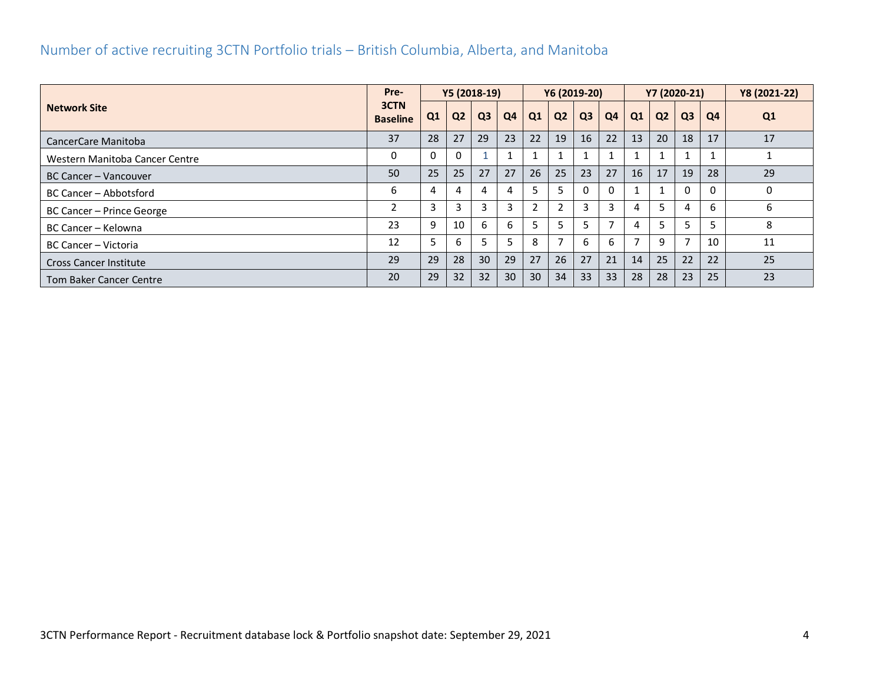## Number of active recruiting 3CTN Portfolio trials – British Columbia, Alberta, and Manitoba

| Network Site | Pre-3CTN Baseline | Y5 (2018-19) | | | | Y6 (2019-20) | | | | Y7 (2020-21) | | | | Y8 (2021-22) |
|---|---|---|---|---|---|---|---|---|---|---|---|---|---|---|
| | | Q1 | Q2 | Q3 | Q4 | Q1 | Q2 | Q3 | Q4 | Q1 | Q2 | Q3 | Q4 | Q1 |
| CancerCare Manitoba | 37 | 28 | 27 | 29 | 23 | 22 | 19 | 16 | 22 | 13 | 20 | 18 | 17 | 17 |
| Western Manitoba Cancer Centre | 0 | 0 | 0 | 1 | 1 | 1 | 1 | 1 | 1 | 1 | 1 | 1 | 1 | 1 |
| BC Cancer – Vancouver | 50 | 25 | 25 | 27 | 27 | 26 | 25 | 23 | 27 | 16 | 17 | 19 | 28 | 29 |
| BC Cancer – Abbotsford | 6 | 4 | 4 | 4 | 4 | 5 | 5 | 0 | 0 | 1 | 1 | 0 | 0 | 0 |
| BC Cancer – Prince George | 2 | 3 | 3 | 3 | 3 | 2 | 2 | 3 | 3 | 4 | 5 | 4 | 6 | 6 |
| BC Cancer – Kelowna | 23 | 9 | 10 | 6 | 6 | 5 | 5 | 5 | 7 | 4 | 5 | 5 | 5 | 8 |
| BC Cancer – Victoria | 12 | 5 | 6 | 5 | 5 | 8 | 7 | 6 | 6 | 7 | 9 | 7 | 10 | 11 |
| Cross Cancer Institute | 29 | 29 | 28 | 30 | 29 | 27 | 26 | 27 | 21 | 14 | 25 | 22 | 22 | 25 |
| Tom Baker Cancer Centre | 20 | 29 | 32 | 32 | 30 | 30 | 34 | 33 | 33 | 28 | 28 | 23 | 25 | 23 |

3CTN Performance Report - Recruitment database lock & Portfolio snapshot date: September 29, 2021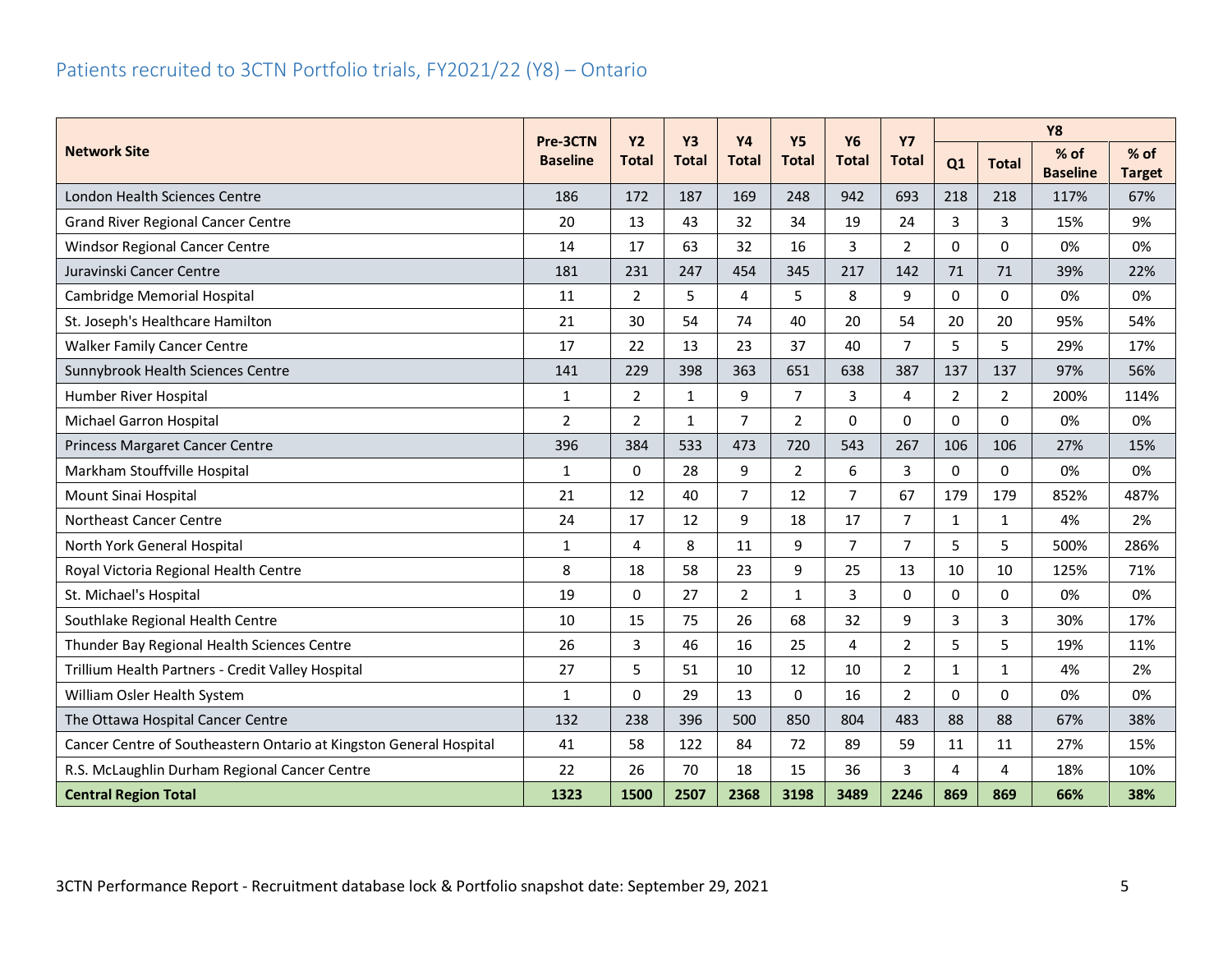## Patients recruited to 3CTN Portfolio trials, FY2021/22 (Y8) – Ontario

| Network Site | Pre-3CTN Baseline | Y2 Total | Y3 Total | Y4 Total | Y5 Total | Y6 Total | Y7 Total | Y8 | | | |
|---|---|---|---|---|---|---|---|---|---|---|---|
| | | | | | | | | Q1 | Total | % of Baseline | % of Target |
| London Health Sciences Centre | 186 | 172 | 187 | 169 | 248 | 942 | 693 | 218 | 218 | 117% | 67% |
| Grand River Regional Cancer Centre | 20 | 13 | 43 | 32 | 34 | 19 | 24 | 3 | 3 | 15% | 9% |
| Windsor Regional Cancer Centre | 14 | 17 | 63 | 32 | 16 | 3 | 2 | 0 | 0 | 0% | 0% |
| Juravinski Cancer Centre | 181 | 231 | 247 | 454 | 345 | 217 | 142 | 71 | 71 | 39% | 22% |
| Cambridge Memorial Hospital | 11 | 2 | 5 | 4 | 5 | 8 | 9 | 0 | 0 | 0% | 0% |
| St. Joseph's Healthcare Hamilton | 21 | 30 | 54 | 74 | 40 | 20 | 54 | 20 | 20 | 95% | 54% |
| Walker Family Cancer Centre | 17 | 22 | 13 | 23 | 37 | 40 | 7 | 5 | 5 | 29% | 17% |
| Sunnybrook Health Sciences Centre | 141 | 229 | 398 | 363 | 651 | 638 | 387 | 137 | 137 | 97% | 56% |
| Humber River Hospital | 1 | 2 | 1 | 9 | 7 | 3 | 4 | 2 | 2 | 200% | 114% |
| Michael Garron Hospital | 2 | 2 | 1 | 7 | 2 | 0 | 0 | 0 | 0 | 0% | 0% |
| Princess Margaret Cancer Centre | 396 | 384 | 533 | 473 | 720 | 543 | 267 | 106 | 106 | 27% | 15% |
| Markham Stouffville Hospital | 1 | 0 | 28 | 9 | 2 | 6 | 3 | 0 | 0 | 0% | 0% |
| Mount Sinai Hospital | 21 | 12 | 40 | 7 | 12 | 7 | 67 | 179 | 179 | 852% | 487% |
| Northeast Cancer Centre | 24 | 17 | 12 | 9 | 18 | 17 | 7 | 1 | 1 | 4% | 2% |
| North York General Hospital | 1 | 4 | 8 | 11 | 9 | 7 | 7 | 5 | 5 | 500% | 286% |
| Royal Victoria Regional Health Centre | 8 | 18 | 58 | 23 | 9 | 25 | 13 | 10 | 10 | 125% | 71% |
| St. Michael's Hospital | 19 | 0 | 27 | 2 | 1 | 3 | 0 | 0 | 0 | 0% | 0% |
| Southlake Regional Health Centre | 10 | 15 | 75 | 26 | 68 | 32 | 9 | 3 | 3 | 30% | 17% |
| Thunder Bay Regional Health Sciences Centre | 26 | 3 | 46 | 16 | 25 | 4 | 2 | 5 | 5 | 19% | 11% |
| Trillium Health Partners - Credit Valley Hospital | 27 | 5 | 51 | 10 | 12 | 10 | 2 | 1 | 1 | 4% | 2% |
| William Osler Health System | 1 | 0 | 29 | 13 | 0 | 16 | 2 | 0 | 0 | 0% | 0% |
| The Ottawa Hospital Cancer Centre | 132 | 238 | 396 | 500 | 850 | 804 | 483 | 88 | 88 | 67% | 38% |
| Cancer Centre of Southeastern Ontario at Kingston General Hospital | 41 | 58 | 122 | 84 | 72 | 89 | 59 | 11 | 11 | 27% | 15% |
| R.S. McLaughlin Durham Regional Cancer Centre | 22 | 26 | 70 | 18 | 15 | 36 | 3 | 4 | 4 | 18% | 10% |
| **Central Region Total** | **1323** | **1500** | **2507** | **2368** | **3198** | **3489** | **2246** | **869** | **869** | **66%** | **38%** |

3CTN Performance Report - Recruitment database lock & Portfolio snapshot date: September 29, 2021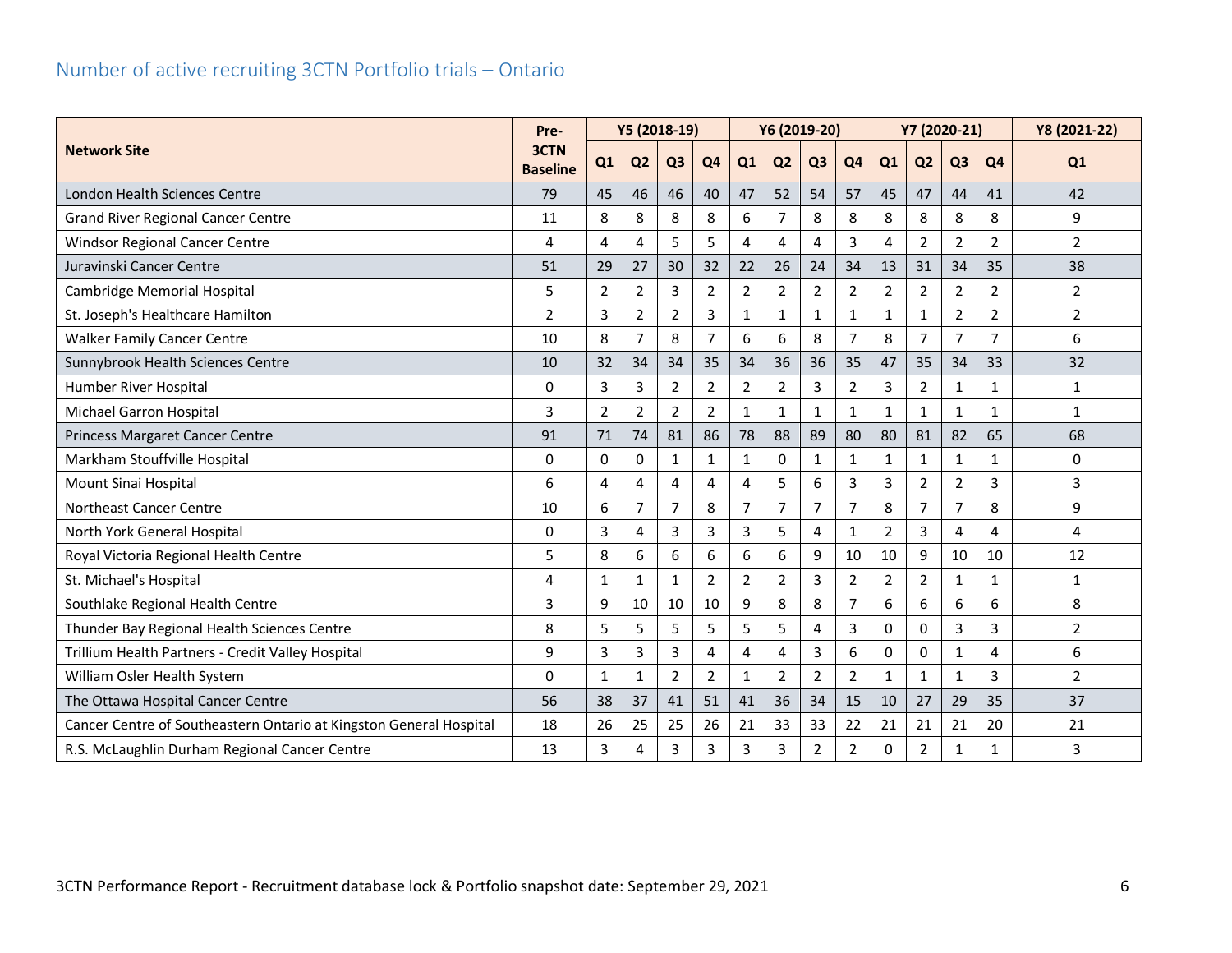## Number of active recruiting 3CTN Portfolio trials – Ontario

| Network Site | Pre-3CTN Baseline | Y5 (2018-19) | | | | Y6 (2019-20) | | | | Y7 (2020-21) | | | | Y8 (2021-22) |
|---|---|---|---|---|---|---|---|---|---|---|---|---|---|---|
| | | Q1 | Q2 | Q3 | Q4 | Q1 | Q2 | Q3 | Q4 | Q1 | Q2 | Q3 | Q4 | Q1 |
| London Health Sciences Centre | 79 | 45 | 46 | 46 | 40 | 47 | 52 | 54 | 57 | 45 | 47 | 44 | 41 | 42 |
| Grand River Regional Cancer Centre | 11 | 8 | 8 | 8 | 8 | 6 | 7 | 8 | 8 | 8 | 8 | 8 | 8 | 9 |
| Windsor Regional Cancer Centre | 4 | 4 | 4 | 5 | 5 | 4 | 4 | 4 | 3 | 4 | 2 | 2 | 2 | 2 |
| Juravinski Cancer Centre | 51 | 29 | 27 | 30 | 32 | 22 | 26 | 24 | 34 | 13 | 31 | 34 | 35 | 38 |
| Cambridge Memorial Hospital | 5 | 2 | 2 | 3 | 2 | 2 | 2 | 2 | 2 | 2 | 2 | 2 | 2 | 2 |
| St. Joseph's Healthcare Hamilton | 2 | 3 | 2 | 2 | 3 | 1 | 1 | 1 | 1 | 1 | 1 | 2 | 2 | 2 |
| Walker Family Cancer Centre | 10 | 8 | 7 | 8 | 7 | 6 | 6 | 8 | 7 | 8 | 7 | 7 | 7 | 6 |
| Sunnybrook Health Sciences Centre | 10 | 32 | 34 | 34 | 35 | 34 | 36 | 36 | 35 | 47 | 35 | 34 | 33 | 32 |
| Humber River Hospital | 0 | 3 | 3 | 2 | 2 | 2 | 2 | 3 | 2 | 3 | 2 | 1 | 1 | 1 |
| Michael Garron Hospital | 3 | 2 | 2 | 2 | 2 | 1 | 1 | 1 | 1 | 1 | 1 | 1 | 1 | 1 |
| Princess Margaret Cancer Centre | 91 | 71 | 74 | 81 | 86 | 78 | 88 | 89 | 80 | 80 | 81 | 82 | 65 | 68 |
| Markham Stouffville Hospital | 0 | 0 | 0 | 1 | 1 | 1 | 0 | 1 | 1 | 1 | 1 | 1 | 1 | 0 |
| Mount Sinai Hospital | 6 | 4 | 4 | 4 | 4 | 4 | 5 | 6 | 3 | 3 | 2 | 2 | 3 | 3 |
| Northeast Cancer Centre | 10 | 6 | 7 | 7 | 8 | 7 | 7 | 7 | 7 | 8 | 7 | 7 | 8 | 9 |
| North York General Hospital | 0 | 3 | 4 | 3 | 3 | 3 | 5 | 4 | 1 | 2 | 3 | 4 | 4 | 4 |
| Royal Victoria Regional Health Centre | 5 | 8 | 6 | 6 | 6 | 6 | 6 | 9 | 10 | 10 | 9 | 10 | 10 | 12 |
| St. Michael's Hospital | 4 | 1 | 1 | 1 | 2 | 2 | 2 | 3 | 2 | 2 | 2 | 1 | 1 | 1 |
| Southlake Regional Health Centre | 3 | 9 | 10 | 10 | 10 | 9 | 8 | 8 | 7 | 6 | 6 | 6 | 6 | 8 |
| Thunder Bay Regional Health Sciences Centre | 8 | 5 | 5 | 5 | 5 | 5 | 5 | 4 | 3 | 0 | 0 | 3 | 3 | 2 |
| Trillium Health Partners - Credit Valley Hospital | 9 | 3 | 3 | 3 | 4 | 4 | 4 | 3 | 6 | 0 | 0 | 1 | 4 | 6 |
| William Osler Health System | 0 | 1 | 1 | 2 | 2 | 1 | 2 | 2 | 2 | 1 | 1 | 1 | 3 | 2 |
| The Ottawa Hospital Cancer Centre | 56 | 38 | 37 | 41 | 51 | 41 | 36 | 34 | 15 | 10 | 27 | 29 | 35 | 37 |
| Cancer Centre of Southeastern Ontario at Kingston General Hospital | 18 | 26 | 25 | 25 | 26 | 21 | 33 | 33 | 22 | 21 | 21 | 21 | 20 | 21 |
| R.S. McLaughlin Durham Regional Cancer Centre | 13 | 3 | 4 | 3 | 3 | 3 | 3 | 2 | 2 | 0 | 2 | 1 | 1 | 3 |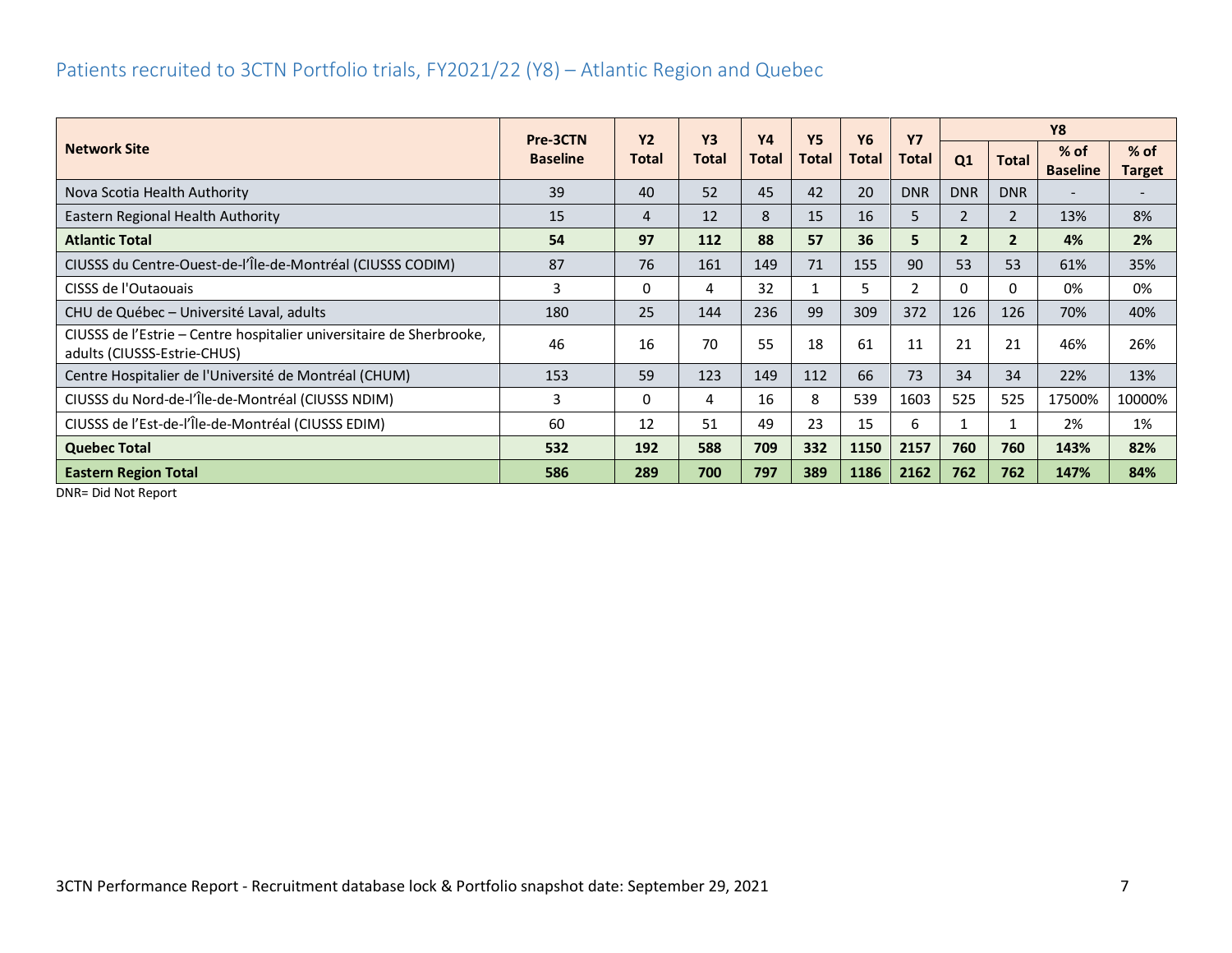## Patients recruited to 3CTN Portfolio trials, FY2021/22 (Y8) – Atlantic Region and Quebec

| Network Site | Pre-3CTN Baseline | Y2 Total | Y3 Total | Y4 Total | Y5 Total | Y6 Total | Y7 Total | Y8 | | | |
|---|---|---|---|---|---|---|---|---|---|---|---|
| | | | | | | | | Q1 | Total | % of Baseline | % of Target |
| Nova Scotia Health Authority | 39 | 40 | 52 | 45 | 42 | 20 | DNR | DNR | DNR | - | - |
| Eastern Regional Health Authority | 15 | 4 | 12 | 8 | 15 | 16 | 5 | 2 | 2 | 13% | 8% |
| **Atlantic Total** | **54** | **97** | **112** | **88** | **57** | **36** | **5** | **2** | **2** | **4%** | **2%** |
| CIUSSS du Centre-Ouest-de-l'Île-de-Montréal (CIUSSS CODIM) | 87 | 76 | 161 | 149 | 71 | 155 | 90 | 53 | 53 | 61% | 35% |
| CISSS de l'Outaouais | 3 | 0 | 4 | 32 | 1 | 5 | 2 | 0 | 0 | 0% | 0% |
| CHU de Québec – Université Laval, adults | 180 | 25 | 144 | 236 | 99 | 309 | 372 | 126 | 126 | 70% | 40% |
| CIUSSS de l'Estrie – Centre hospitalier universitaire de Sherbrooke, adults (CIUSSS-Estrie-CHUS) | 46 | 16 | 70 | 55 | 18 | 61 | 11 | 21 | 21 | 46% | 26% |
| Centre Hospitalier de l'Université de Montréal (CHUM) | 153 | 59 | 123 | 149 | 112 | 66 | 73 | 34 | 34 | 22% | 13% |
| CIUSSS du Nord-de-l'Île-de-Montréal (CIUSSS NDIM) | 3 | 0 | 4 | 16 | 8 | 539 | 1603 | 525 | 525 | 17500% | 10000% |
| CIUSSS de l'Est-de-l'Île-de-Montréal (CIUSSS EDIM) | 60 | 12 | 51 | 49 | 23 | 15 | 6 | 1 | 1 | 2% | 1% |
| **Quebec Total** | **532** | **192** | **588** | **709** | **332** | **1150** | **2157** | **760** | **760** | **143%** | **82%** |
| **Eastern Region Total** | **586** | **289** | **700** | **797** | **389** | **1186** | **2162** | **762** | **762** | **147%** | **84%** |

DNR= Did Not Report

3CTN Performance Report - Recruitment database lock & Portfolio snapshot date: September 29, 2021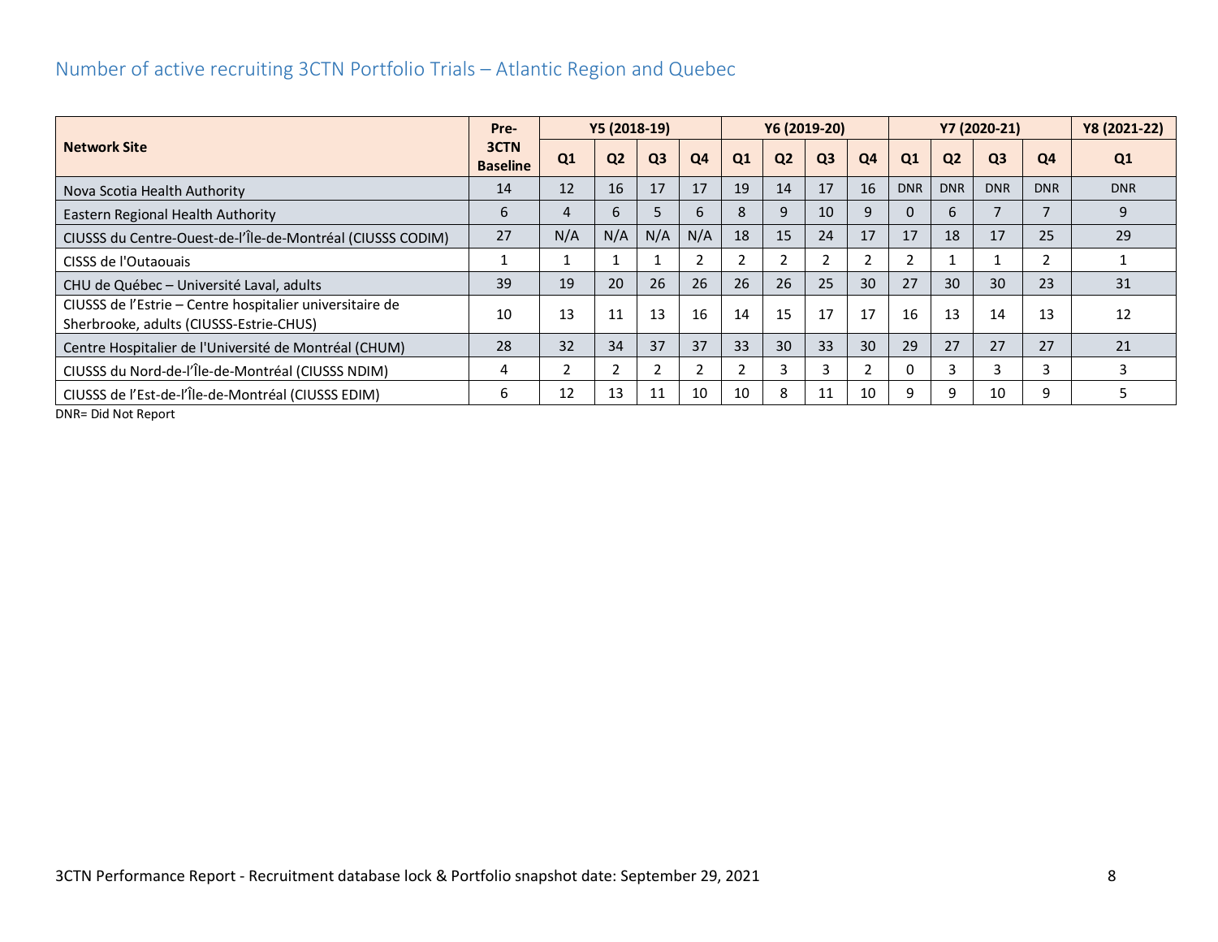## Number of active recruiting 3CTN Portfolio Trials – Atlantic Region and Quebec

| Network Site | Pre-3CTN Baseline | Y5 (2018-19) | | | | Y6 (2019-20) | | | | Y7 (2020-21) | | | | Y8 (2021-22) |
|---|---|---|---|---|---|---|---|---|---|---|---|---|---|---|
| | | Q1 | Q2 | Q3 | Q4 | Q1 | Q2 | Q3 | Q4 | Q1 | Q2 | Q3 | Q4 | Q1 |
| Nova Scotia Health Authority | 14 | 12 | 16 | 17 | 17 | 19 | 14 | 17 | 16 | DNR | DNR | DNR | DNR | DNR |
| Eastern Regional Health Authority | 6 | 4 | 6 | 5 | 6 | 8 | 9 | 10 | 9 | 0 | 6 | 7 | 7 | 9 |
| CIUSSS du Centre-Ouest-de-l'Île-de-Montréal (CIUSSS CODIM) | 27 | N/A | N/A | N/A | N/A | 18 | 15 | 24 | 17 | 17 | 18 | 17 | 25 | 29 |
| CISSS de l'Outaouais | 1 | 1 | 1 | 1 | 2 | 2 | 2 | 2 | 2 | 2 | 1 | 1 | 2 | 1 |
| CHU de Québec – Université Laval, adults | 39 | 19 | 20 | 26 | 26 | 26 | 26 | 25 | 30 | 27 | 30 | 30 | 23 | 31 |
| CIUSSS de l'Estrie – Centre hospitalier universitaire de Sherbrooke, adults (CIUSSS-Estrie-CHUS) | 10 | 13 | 11 | 13 | 16 | 14 | 15 | 17 | 17 | 16 | 13 | 14 | 13 | 12 |
| Centre Hospitalier de l'Université de Montréal (CHUM) | 28 | 32 | 34 | 37 | 37 | 33 | 30 | 33 | 30 | 29 | 27 | 27 | 27 | 21 |
| CIUSSS du Nord-de-l'Île-de-Montréal (CIUSSS NDIM) | 4 | 2 | 2 | 2 | 2 | 2 | 3 | 3 | 2 | 0 | 3 | 3 | 3 | 3 |
| CIUSSS de l'Est-de-l'Île-de-Montréal (CIUSSS EDIM) | 6 | 12 | 13 | 11 | 10 | 10 | 8 | 11 | 10 | 9 | 9 | 10 | 9 | 5 |

DNR= Did Not Report

3CTN Performance Report - Recruitment database lock & Portfolio snapshot date: September 29, 2021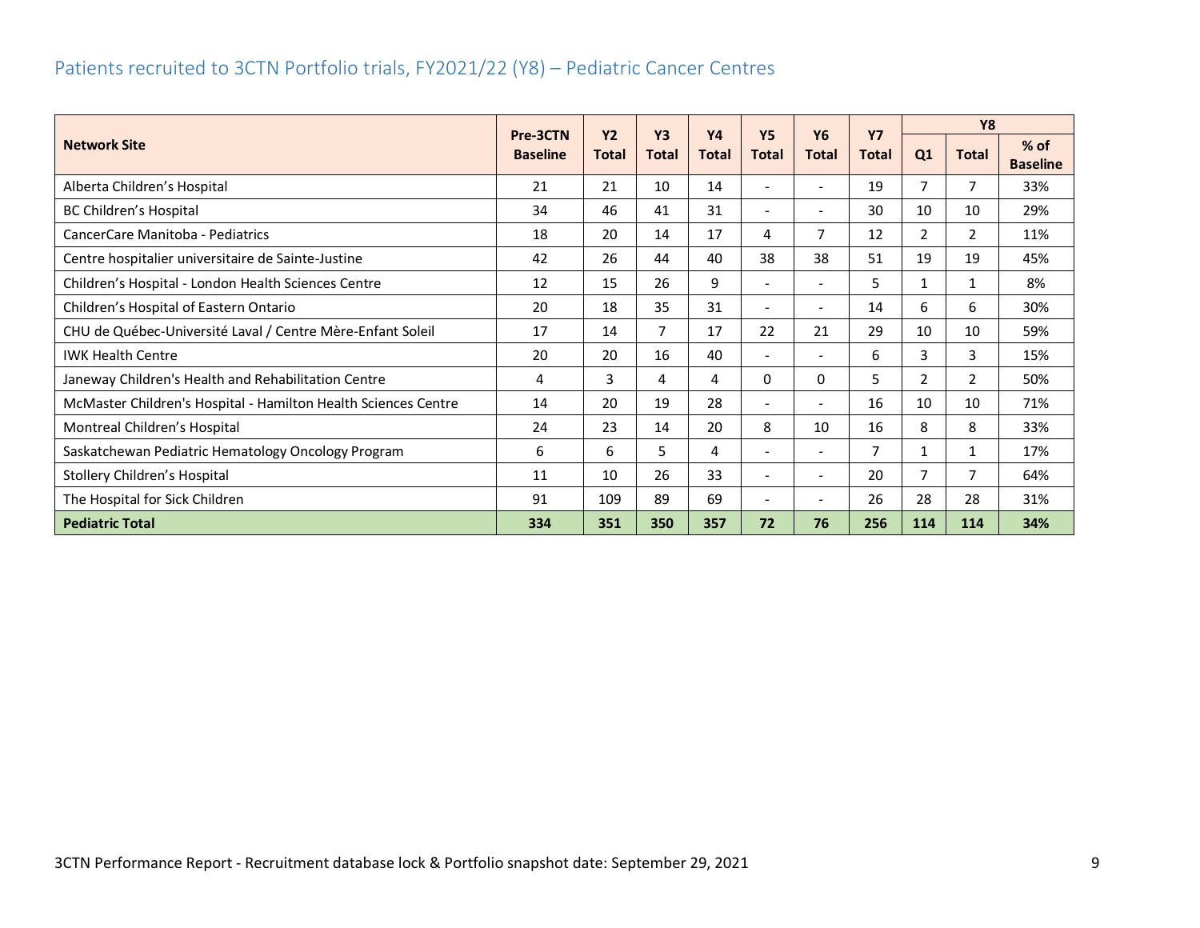## Patients recruited to 3CTN Portfolio trials, FY2021/22 (Y8) – Pediatric Cancer Centres

| Network Site | Pre-3CTN Baseline | Y2 Total | Y3 Total | Y4 Total | Y5 Total | Y6 Total | Y7 Total | Y8 | | |
|---|---|---|---|---|---|---|---|---|---|---|
| | | | | | | | | Q1 | Total | % of Baseline |
| Alberta Children's Hospital | 21 | 21 | 10 | 14 | - | - | 19 | 7 | 7 | 33% |
| BC Children's Hospital | 34 | 46 | 41 | 31 | - | - | 30 | 10 | 10 | 29% |
| CancerCare Manitoba - Pediatrics | 18 | 20 | 14 | 17 | 4 | 7 | 12 | 2 | 2 | 11% |
| Centre hospitalier universitaire de Sainte-Justine | 42 | 26 | 44 | 40 | 38 | 38 | 51 | 19 | 19 | 45% |
| Children's Hospital - London Health Sciences Centre | 12 | 15 | 26 | 9 | - | - | 5 | 1 | 1 | 8% |
| Children's Hospital of Eastern Ontario | 20 | 18 | 35 | 31 | - | - | 14 | 6 | 6 | 30% |
| CHU de Québec-Université Laval / Centre Mère-Enfant Soleil | 17 | 14 | 7 | 17 | 22 | 21 | 29 | 10 | 10 | 59% |
| IWK Health Centre | 20 | 20 | 16 | 40 | - | - | 6 | 3 | 3 | 15% |
| Janeway Children's Health and Rehabilitation Centre | 4 | 3 | 4 | 4 | 0 | 0 | 5 | 2 | 2 | 50% |
| McMaster Children's Hospital - Hamilton Health Sciences Centre | 14 | 20 | 19 | 28 | - | - | 16 | 10 | 10 | 71% |
| Montreal Children's Hospital | 24 | 23 | 14 | 20 | 8 | 10 | 16 | 8 | 8 | 33% |
| Saskatchewan Pediatric Hematology Oncology Program | 6 | 6 | 5 | 4 | - | - | 7 | 1 | 1 | 17% |
| Stollery Children's Hospital | 11 | 10 | 26 | 33 | - | - | 20 | 7 | 7 | 64% |
| The Hospital for Sick Children | 91 | 109 | 89 | 69 | - | - | 26 | 28 | 28 | 31% |
| **Pediatric Total** | **334** | **351** | **350** | **357** | **72** | **76** | **256** | **114** | **114** | **34%** |

3CTN Performance Report - Recruitment database lock & Portfolio snapshot date: September 29, 2021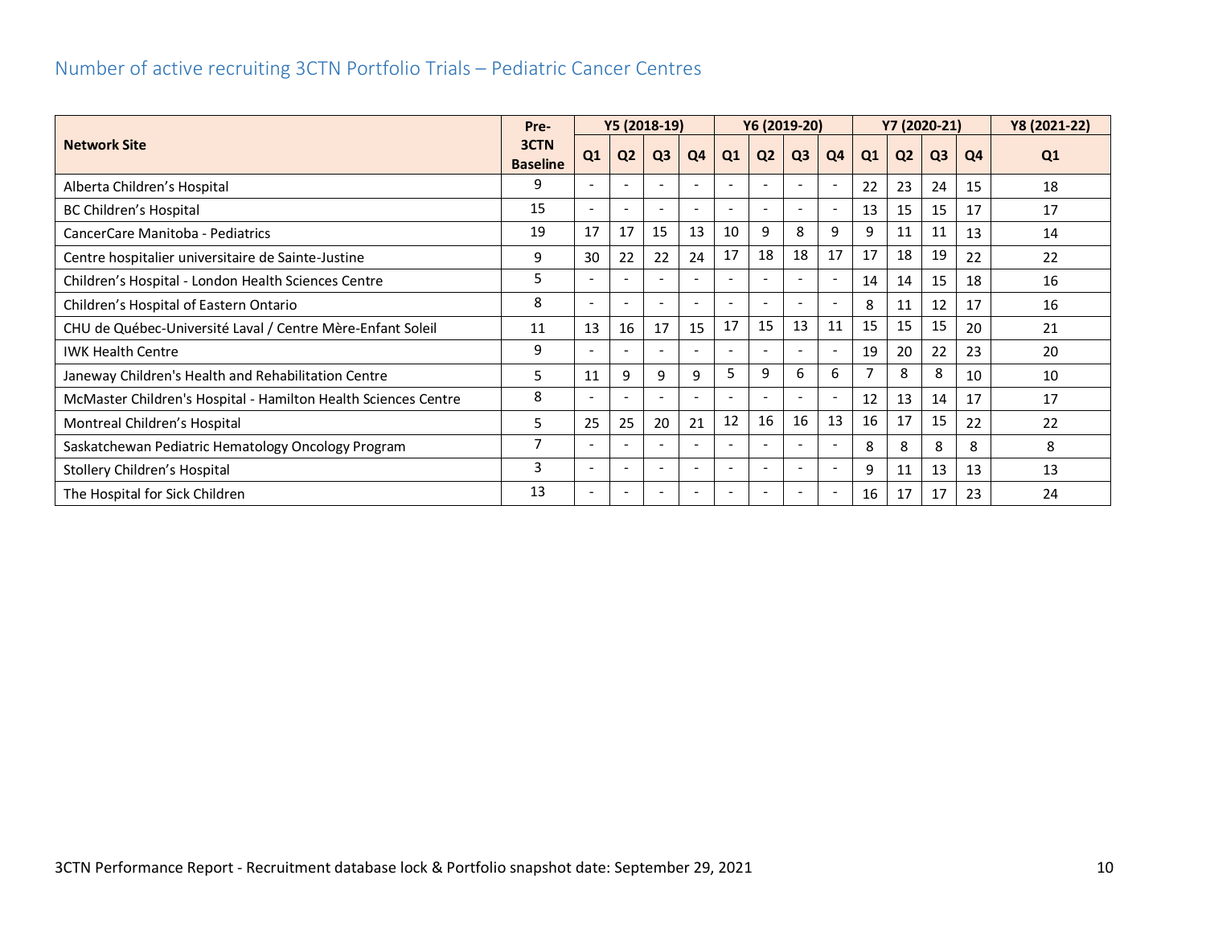## Number of active recruiting 3CTN Portfolio Trials – Pediatric Cancer Centres

| Network Site | Pre-3CTN Baseline | Y5 (2018-19) | | | | Y6 (2019-20) | | | | Y7 (2020-21) | | | | Y8 (2021-22) |
|---|---|---|---|---|---|---|---|---|---|---|---|---|---|---|
| | | Q1 | Q2 | Q3 | Q4 | Q1 | Q2 | Q3 | Q4 | Q1 | Q2 | Q3 | Q4 | Q1 |
| Alberta Children's Hospital | 9 | - | - | - | - | - | - | - | - | 22 | 23 | 24 | 15 | 18 |
| BC Children's Hospital | 15 | - | - | - | - | - | - | - | - | 13 | 15 | 15 | 17 | 17 |
| CancerCare Manitoba - Pediatrics | 19 | 17 | 17 | 15 | 13 | 10 | 9 | 8 | 9 | 9 | 11 | 11 | 13 | 14 |
| Centre hospitalier universitaire de Sainte-Justine | 9 | 30 | 22 | 22 | 24 | 17 | 18 | 18 | 17 | 17 | 18 | 19 | 22 | 22 |
| Children's Hospital - London Health Sciences Centre | 5 | - | - | - | - | - | - | - | - | 14 | 14 | 15 | 18 | 16 |
| Children's Hospital of Eastern Ontario | 8 | - | - | - | - | - | - | - | - | 8 | 11 | 12 | 17 | 16 |
| CHU de Québec-Université Laval / Centre Mère-Enfant Soleil | 11 | 13 | 16 | 17 | 15 | 17 | 15 | 13 | 11 | 15 | 15 | 15 | 20 | 21 |
| IWK Health Centre | 9 | - | - | - | - | - | - | - | - | 19 | 20 | 22 | 23 | 20 |
| Janeway Children's Health and Rehabilitation Centre | 5 | 11 | 9 | 9 | 9 | 5 | 9 | 6 | 6 | 7 | 8 | 8 | 10 | 10 |
| McMaster Children's Hospital - Hamilton Health Sciences Centre | 8 | - | - | - | - | - | - | - | - | 12 | 13 | 14 | 17 | 17 |
| Montreal Children's Hospital | 5 | 25 | 25 | 20 | 21 | 12 | 16 | 16 | 13 | 16 | 17 | 15 | 22 | 22 |
| Saskatchewan Pediatric Hematology Oncology Program | 7 | - | - | - | - | - | - | - | - | 8 | 8 | 8 | 8 | 8 |
| Stollery Children's Hospital | 3 | - | - | - | - | - | - | - | - | 9 | 11 | 13 | 13 | 13 |
| The Hospital for Sick Children | 13 | - | - | - | - | - | - | - | - | 16 | 17 | 17 | 23 | 24 |

3CTN Performance Report - Recruitment database lock & Portfolio snapshot date: September 29, 2021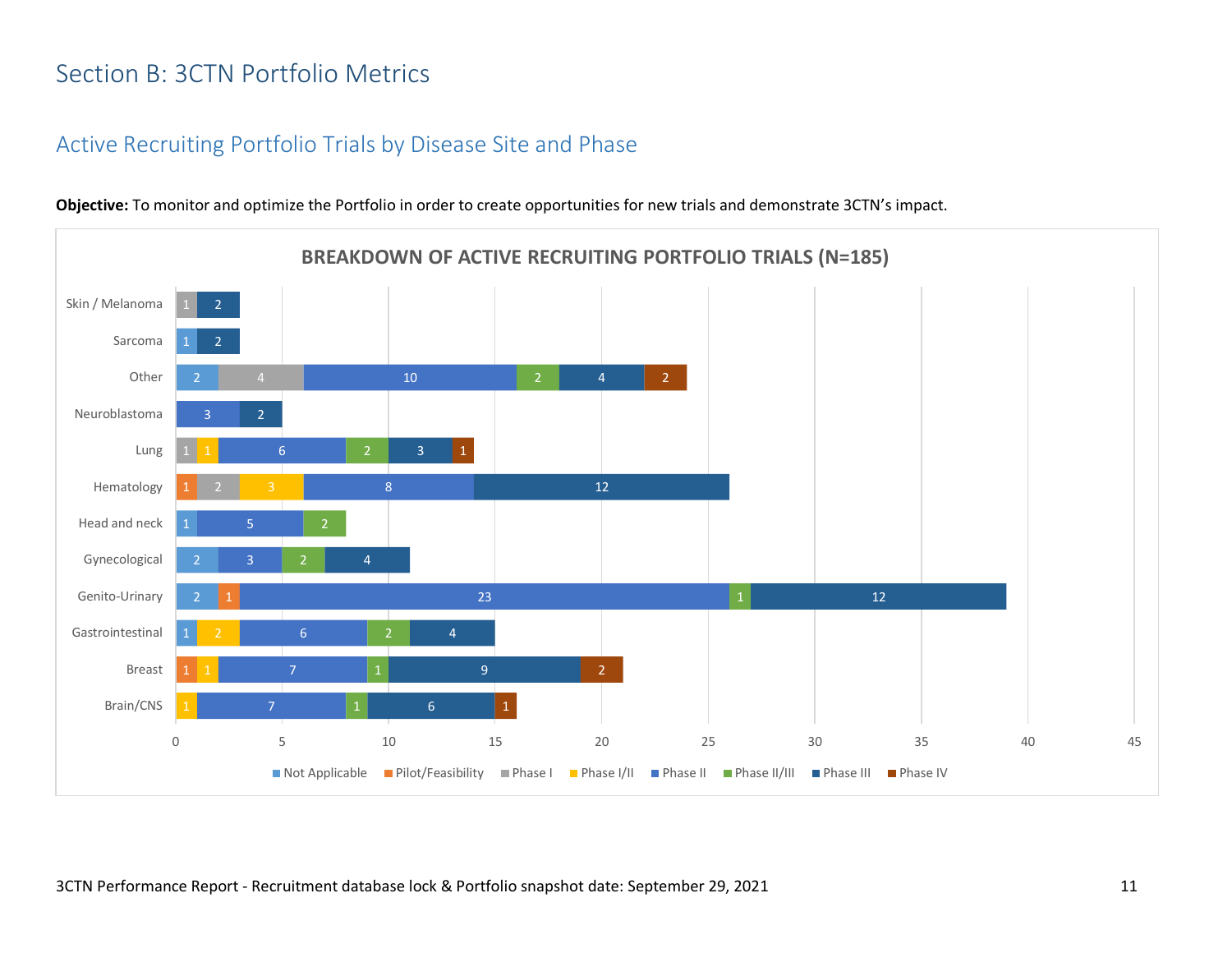# Section B: 3CTN Portfolio Metrics

## Active Recruiting Portfolio Trials by Disease Site and Phase

**Objective:** To monitor and optimize the Portfolio in order to create opportunities for new trials and demonstrate 3CTN's impact.

**BREAKDOWN OF ACTIVE RECRUITING PORTFOLIO TRIALS (N=185)**

| Disease Site | Not Applicable | Pilot/Feasibility | Phase I | Phase I/II | Phase II | Phase II/III | Phase III | Phase IV |
|---|---|---|---|---|---|---|---|---|
| Skin / Melanoma | | | 1 | | | | 2 | |
| Sarcoma | 1 | | | | | | 2 | |
| Other | 2 | | 4 | | 10 | 2 | 4 | 2 |
| Neuroblastoma | | | | | 3 | | 2 | |
| Lung | | | 1 | 1 | 6 | 2 | 3 | 1 |
| Hematology | | 1 | 2 | 3 | 8 | | 12 | |
| Head and neck | 1 | | | | 5 | 2 | | |
| Gynecological | 2 | | | | 3 | 2 | 4 | |
| Genito-Urinary | 2 | 1 | | | 23 | 1 | 12 | |
| Gastrointestinal | 1 | | | 2 | 6 | 2 | 4 | |
| Breast | | 1 | | 1 | 7 | 1 | 9 | 2 |
| Brain/CNS | | | | 1 | 7 | 1 | 6 | 1 |

3CTN Performance Report - Recruitment database lock & Portfolio snapshot date: September 29, 2021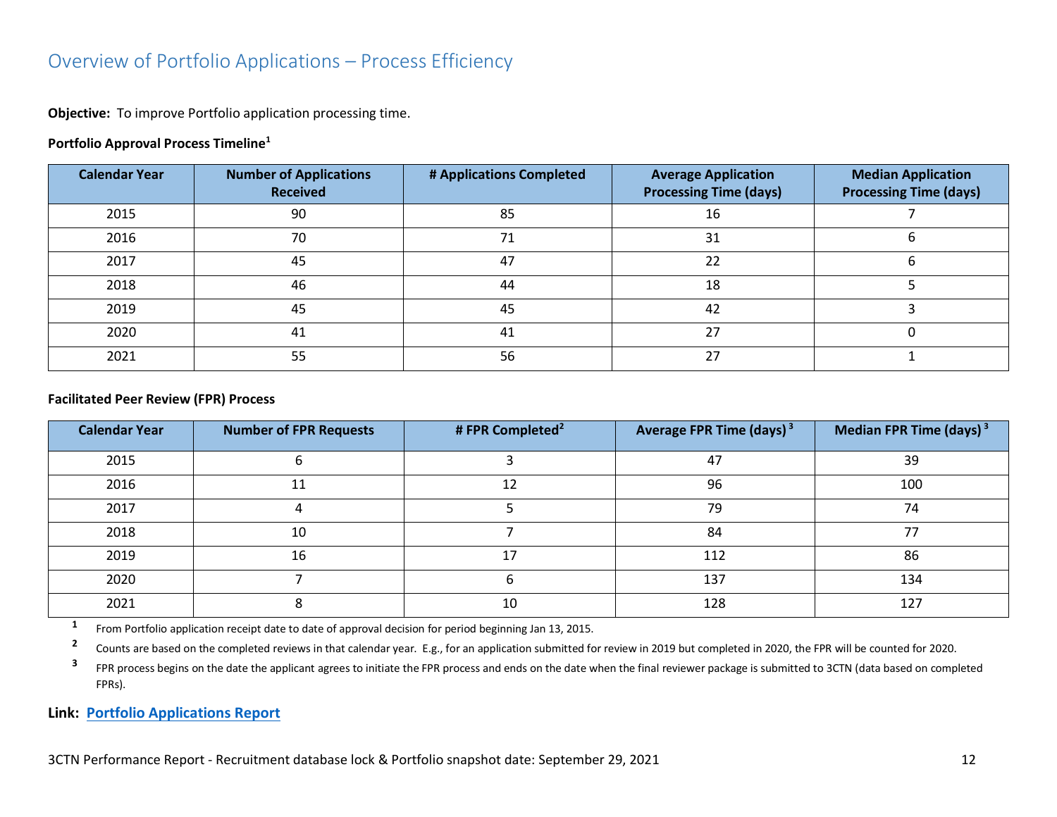## Overview of Portfolio Applications – Process Efficiency

**Objective:** To improve Portfolio application processing time.

**Portfolio Approval Process Timeline**[1]

| Calendar Year | Number of Applications Received | # Applications Completed | Average Application Processing Time (days) | Median Application Processing Time (days) |
|---|---|---|---|---|
| 2015 | 90 | 85 | 16 | 7 |
| 2016 | 70 | 71 | 31 | 6 |
| 2017 | 45 | 47 | 22 | 6 |
| 2018 | 46 | 44 | 18 | 5 |
| 2019 | 45 | 45 | 42 | 3 |
| 2020 | 41 | 41 | 27 | 0 |
| 2021 | 55 | 56 | 27 | 1 |

**Facilitated Peer Review (FPR) Process**

| Calendar Year | Number of FPR Requests | # FPR Completed[2] | Average FPR Time (days)[3] | Median FPR Time (days)[3] |
|---|---|---|---|---|
| 2015 | 6 | 3 | 47 | 39 |
| 2016 | 11 | 12 | 96 | 100 |
| 2017 | 4 | 5 | 79 | 74 |
| 2018 | 10 | 7 | 84 | 77 |
| 2019 | 16 | 17 | 112 | 86 |
| 2020 | 7 | 6 | 137 | 134 |
| 2021 | 8 | 10 | 128 | 127 |

[1] From Portfolio application receipt date to date of approval decision for period beginning Jan 13, 2015.

[2] Counts are based on the completed reviews in that calendar year. E.g., for an application submitted for review in 2019 but completed in 2020, the FPR will be counted for 2020.

[3] FPR process begins on the date the applicant agrees to initiate the FPR process and ends on the date when the final reviewer package is submitted to 3CTN (data based on completed FPRs).

**Link:** **Portfolio Applications Report**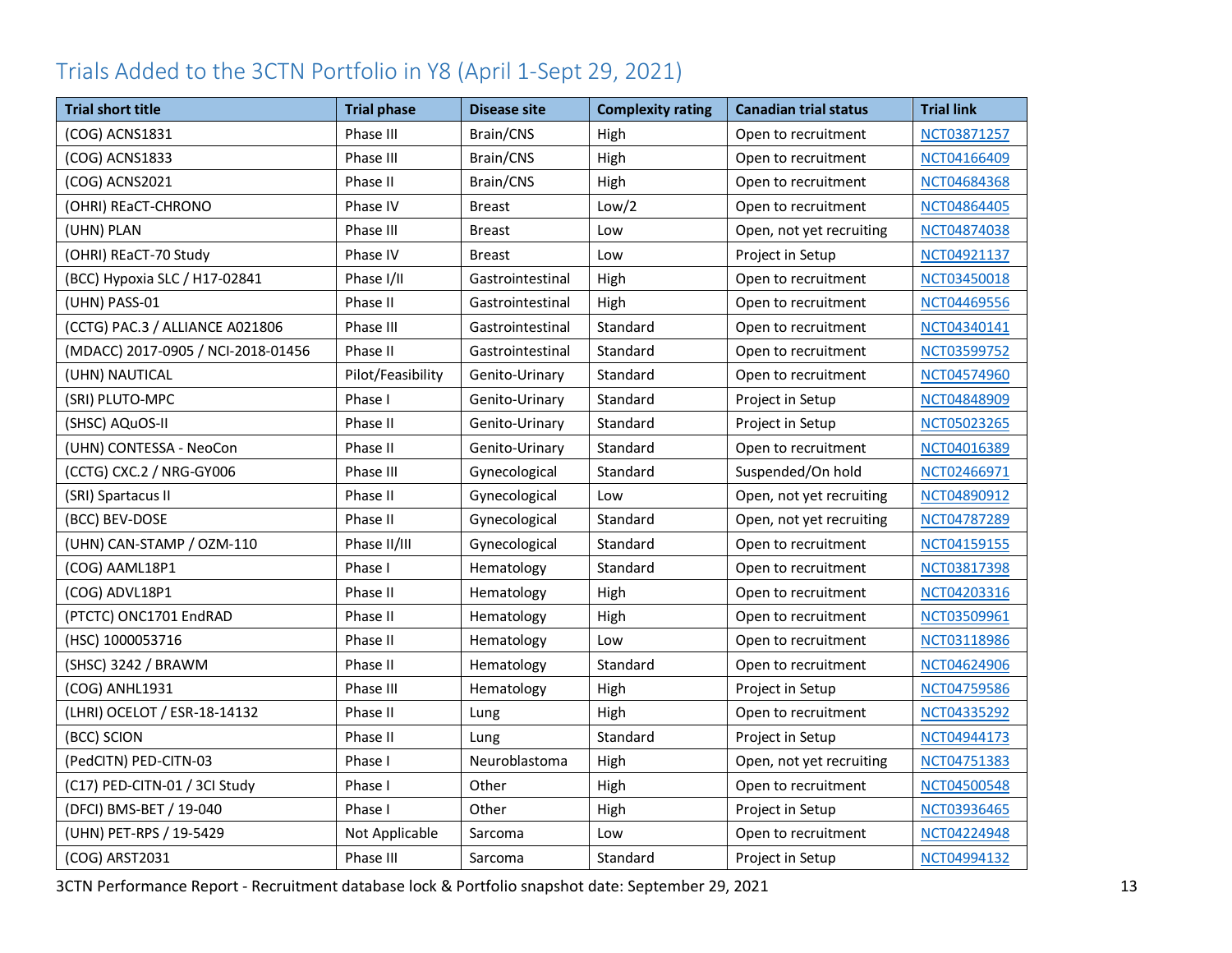## Trials Added to the 3CTN Portfolio in Y8 (April 1-Sept 29, 2021)

| Trial short title | Trial phase | Disease site | Complexity rating | Canadian trial status | Trial link |
|---|---|---|---|---|---|
| (COG) ACNS1831 | Phase III | Brain/CNS | High | Open to recruitment | NCT03871257 |
| (COG) ACNS1833 | Phase III | Brain/CNS | High | Open to recruitment | NCT04166409 |
| (COG) ACNS2021 | Phase II | Brain/CNS | High | Open to recruitment | NCT04684368 |
| (OHRI) REaCT-CHRONO | Phase IV | Breast | Low/2 | Open to recruitment | NCT04864405 |
| (UHN) PLAN | Phase III | Breast | Low | Open, not yet recruiting | NCT04874038 |
| (OHRI) REaCT-70 Study | Phase IV | Breast | Low | Project in Setup | NCT04921137 |
| (BCC) Hypoxia SLC / H17-02841 | Phase I/II | Gastrointestinal | High | Open to recruitment | NCT03450018 |
| (UHN) PASS-01 | Phase II | Gastrointestinal | High | Open to recruitment | NCT04469556 |
| (CCTG) PAC.3 / ALLIANCE A021806 | Phase III | Gastrointestinal | Standard | Open to recruitment | NCT04340141 |
| (MDACC) 2017-0905 / NCI-2018-01456 | Phase II | Gastrointestinal | Standard | Open to recruitment | NCT03599752 |
| (UHN) NAUTICAL | Pilot/Feasibility | Genito-Urinary | Standard | Open to recruitment | NCT04574960 |
| (SRI) PLUTO-MPC | Phase I | Genito-Urinary | Standard | Project in Setup | NCT04848909 |
| (SHSC) AQuOS-II | Phase II | Genito-Urinary | Standard | Project in Setup | NCT05023265 |
| (UHN) CONTESSA - NeoCon | Phase II | Genito-Urinary | Standard | Open to recruitment | NCT04016389 |
| (CCTG) CXC.2 / NRG-GY006 | Phase III | Gynecological | Standard | Suspended/On hold | NCT02466971 |
| (SRI) Spartacus II | Phase II | Gynecological | Low | Open, not yet recruiting | NCT04890912 |
| (BCC) BEV-DOSE | Phase II | Gynecological | Standard | Open, not yet recruiting | NCT04787289 |
| (UHN) CAN-STAMP / OZM-110 | Phase II/III | Gynecological | Standard | Open to recruitment | NCT04159155 |
| (COG) AAML18P1 | Phase I | Hematology | Standard | Open to recruitment | NCT03817398 |
| (COG) ADVL18P1 | Phase II | Hematology | High | Open to recruitment | NCT04203316 |
| (PTCTC) ONC1701 EndRAD | Phase II | Hematology | High | Open to recruitment | NCT03509961 |
| (HSC) 1000053716 | Phase II | Hematology | Low | Open to recruitment | NCT03118986 |
| (SHSC) 3242 / BRAWM | Phase II | Hematology | Standard | Open to recruitment | NCT04624906 |
| (COG) ANHL1931 | Phase III | Hematology | High | Project in Setup | NCT04759586 |
| (LHRI) OCELOT / ESR-18-14132 | Phase II | Lung | High | Open to recruitment | NCT04335292 |
| (BCC) SCION | Phase II | Lung | Standard | Project in Setup | NCT04944173 |
| (PedCITN) PED-CITN-03 | Phase I | Neuroblastoma | High | Open, not yet recruiting | NCT04751383 |
| (C17) PED-CITN-01 / 3CI Study | Phase I | Other | High | Open to recruitment | NCT04500548 |
| (DFCI) BMS-BET / 19-040 | Phase I | Other | High | Project in Setup | NCT03936465 |
| (UHN) PET-RPS / 19-5429 | Not Applicable | Sarcoma | Low | Open to recruitment | NCT04224948 |
| (COG) ARST2031 | Phase III | Sarcoma | Standard | Project in Setup | NCT04994132 |